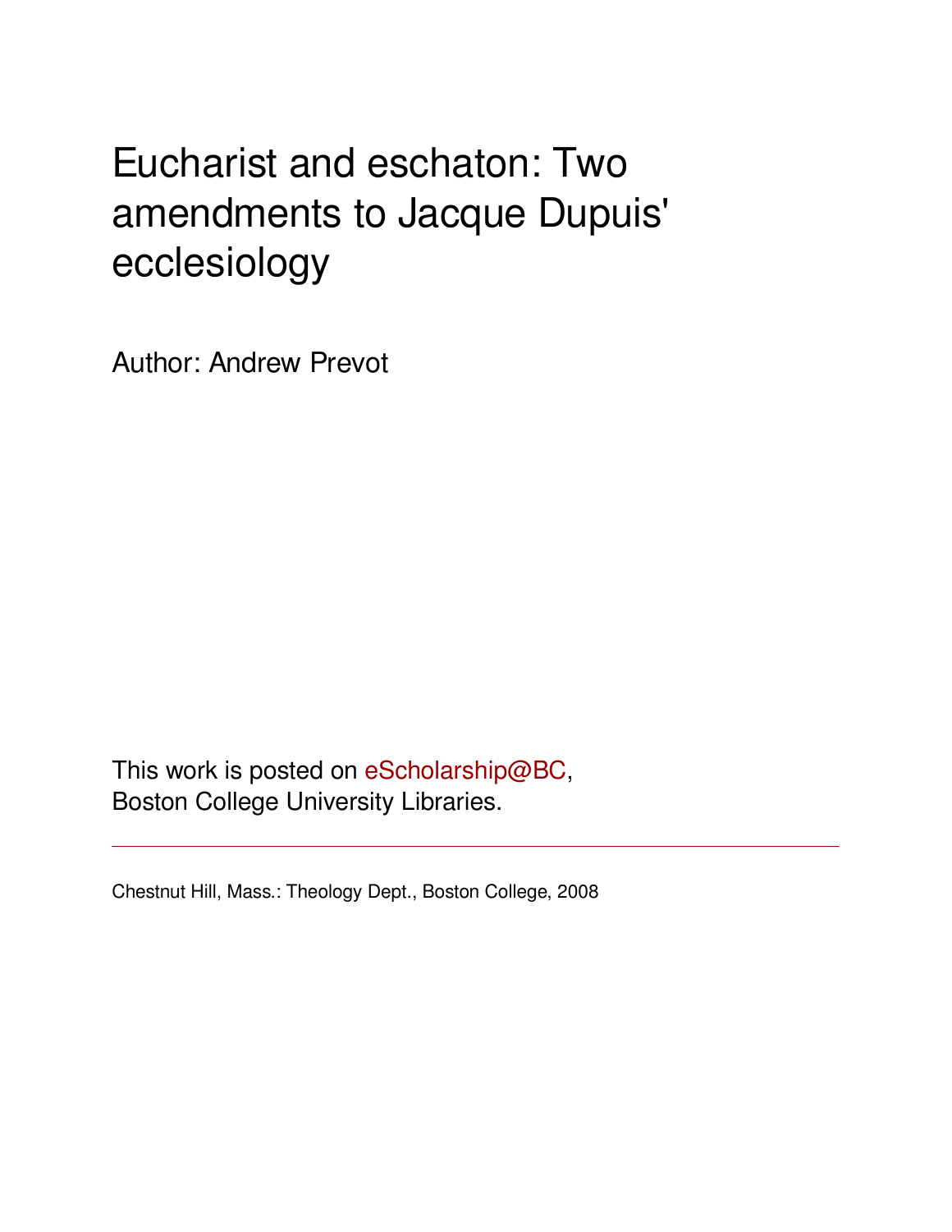# Eucharist and eschaton: Two amendments to Jacque Dupuis' ecclesiology

Author: Andrew Prevot

This work is posted on eScholarship@BC,
Boston College University Libraries.

---

Chestnut Hill, Mass.: Theology Dept., Boston College, 2008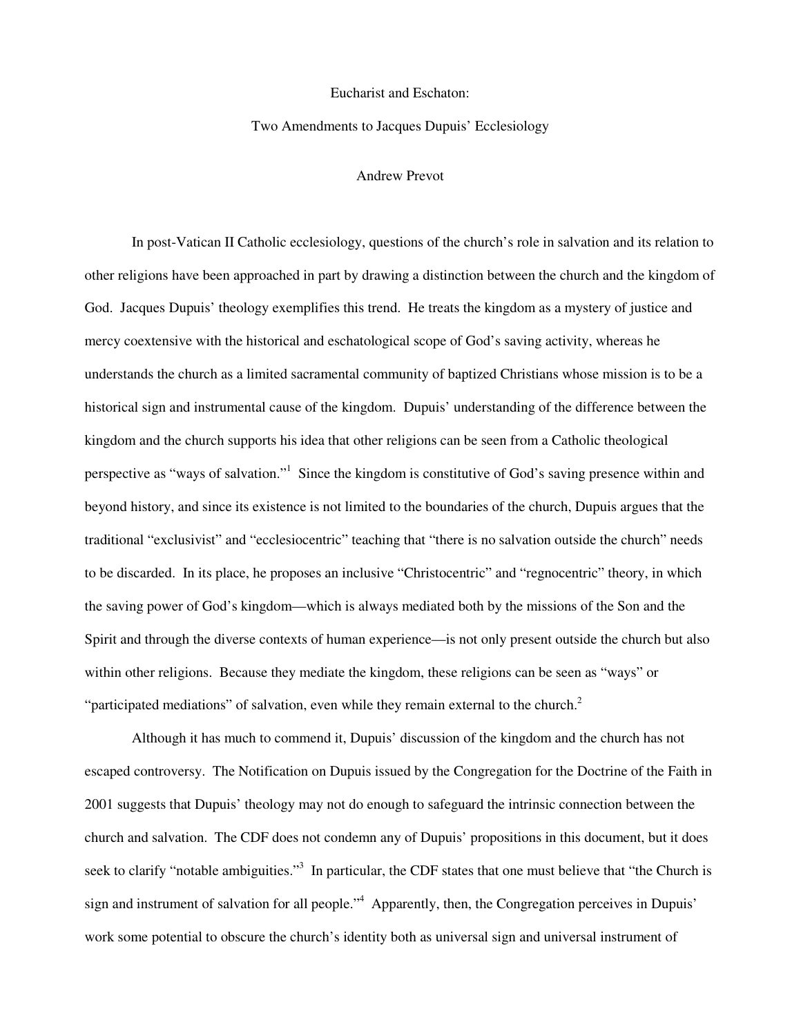Eucharist and Eschaton:

Two Amendments to Jacques Dupuis' Ecclesiology

Andrew Prevot

In post-Vatican II Catholic ecclesiology, questions of the church's role in salvation and its relation to other religions have been approached in part by drawing a distinction between the church and the kingdom of God. Jacques Dupuis' theology exemplifies this trend. He treats the kingdom as a mystery of justice and mercy coextensive with the historical and eschatological scope of God's saving activity, whereas he understands the church as a limited sacramental community of baptized Christians whose mission is to be a historical sign and instrumental cause of the kingdom. Dupuis' understanding of the difference between the kingdom and the church supports his idea that other religions can be seen from a Catholic theological perspective as "ways of salvation."[1] Since the kingdom is constitutive of God's saving presence within and beyond history, and since its existence is not limited to the boundaries of the church, Dupuis argues that the traditional "exclusivist" and "ecclesiocentric" teaching that "there is no salvation outside the church" needs to be discarded. In its place, he proposes an inclusive "Christocentric" and "regnocentric" theory, in which the saving power of God's kingdom—which is always mediated both by the missions of the Son and the Spirit and through the diverse contexts of human experience—is not only present outside the church but also within other religions. Because they mediate the kingdom, these religions can be seen as "ways" or "participated mediations" of salvation, even while they remain external to the church.[2]

Although it has much to commend it, Dupuis' discussion of the kingdom and the church has not escaped controversy. The Notification on Dupuis issued by the Congregation for the Doctrine of the Faith in 2001 suggests that Dupuis' theology may not do enough to safeguard the intrinsic connection between the church and salvation. The CDF does not condemn any of Dupuis' propositions in this document, but it does seek to clarify "notable ambiguities."[3] In particular, the CDF states that one must believe that "the Church is sign and instrument of salvation for all people."[4] Apparently, then, the Congregation perceives in Dupuis' work some potential to obscure the church's identity both as universal sign and universal instrument of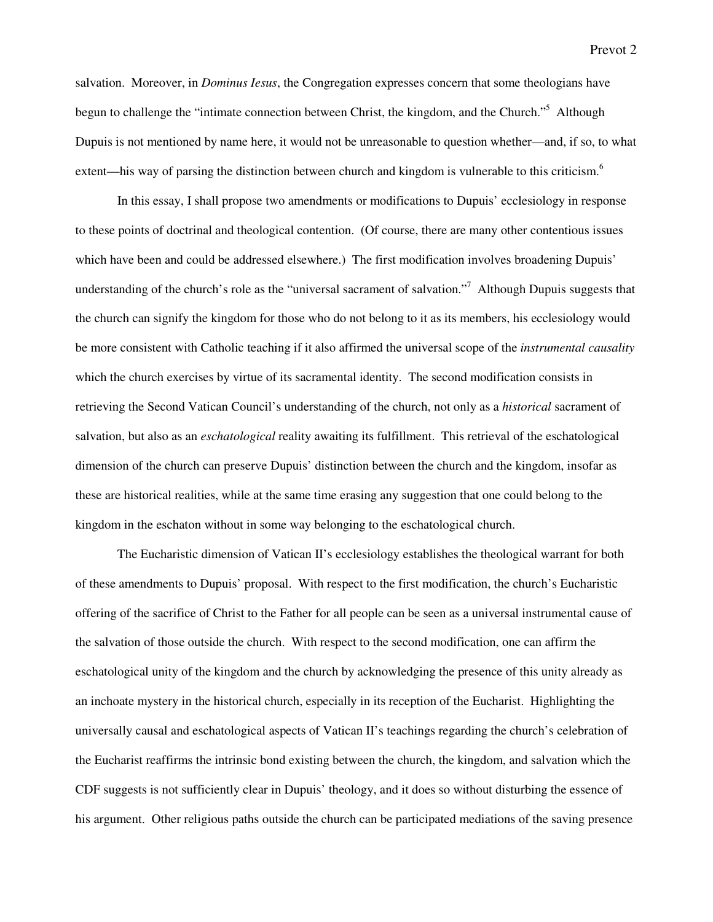salvation. Moreover, in *Dominus Iesus*, the Congregation expresses concern that some theologians have begun to challenge the "intimate connection between Christ, the kingdom, and the Church."[5] Although Dupuis is not mentioned by name here, it would not be unreasonable to question whether—and, if so, to what extent—his way of parsing the distinction between church and kingdom is vulnerable to this criticism.[6]

In this essay, I shall propose two amendments or modifications to Dupuis' ecclesiology in response to these points of doctrinal and theological contention. (Of course, there are many other contentious issues which have been and could be addressed elsewhere.) The first modification involves broadening Dupuis' understanding of the church's role as the "universal sacrament of salvation."[7] Although Dupuis suggests that the church can signify the kingdom for those who do not belong to it as its members, his ecclesiology would be more consistent with Catholic teaching if it also affirmed the universal scope of the *instrumental causality* which the church exercises by virtue of its sacramental identity. The second modification consists in retrieving the Second Vatican Council's understanding of the church, not only as a *historical* sacrament of salvation, but also as an *eschatological* reality awaiting its fulfillment. This retrieval of the eschatological dimension of the church can preserve Dupuis' distinction between the church and the kingdom, insofar as these are historical realities, while at the same time erasing any suggestion that one could belong to the kingdom in the eschaton without in some way belonging to the eschatological church.

The Eucharistic dimension of Vatican II's ecclesiology establishes the theological warrant for both of these amendments to Dupuis' proposal. With respect to the first modification, the church's Eucharistic offering of the sacrifice of Christ to the Father for all people can be seen as a universal instrumental cause of the salvation of those outside the church. With respect to the second modification, one can affirm the eschatological unity of the kingdom and the church by acknowledging the presence of this unity already as an inchoate mystery in the historical church, especially in its reception of the Eucharist. Highlighting the universally causal and eschatological aspects of Vatican II's teachings regarding the church's celebration of the Eucharist reaffirms the intrinsic bond existing between the church, the kingdom, and salvation which the CDF suggests is not sufficiently clear in Dupuis' theology, and it does so without disturbing the essence of his argument. Other religious paths outside the church can be participated mediations of the saving presence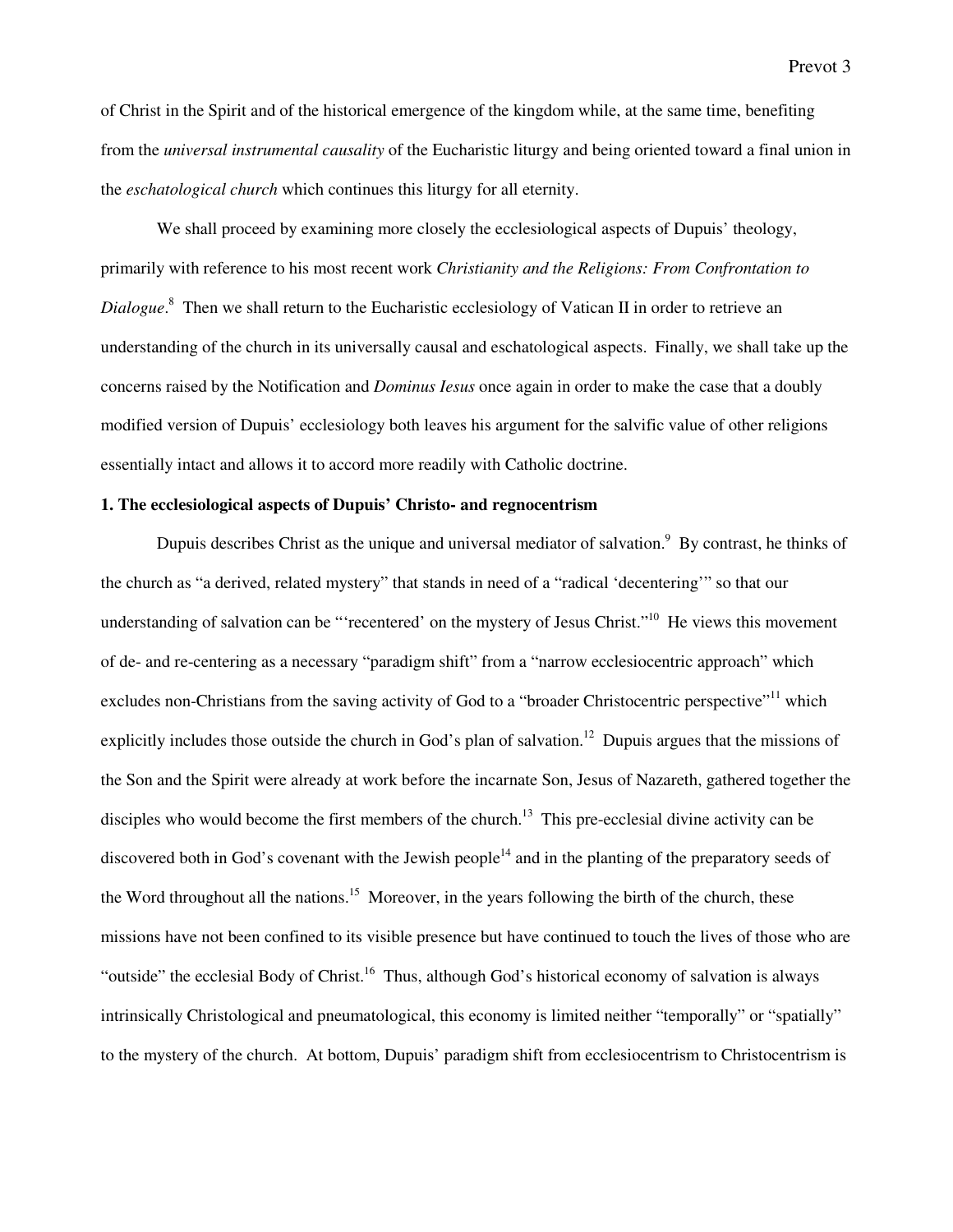of Christ in the Spirit and of the historical emergence of the kingdom while, at the same time, benefiting from the *universal instrumental causality* of the Eucharistic liturgy and being oriented toward a final union in the *eschatological church* which continues this liturgy for all eternity.

We shall proceed by examining more closely the ecclesiological aspects of Dupuis' theology, primarily with reference to his most recent work *Christianity and the Religions: From Confrontation to Dialogue*.[8] Then we shall return to the Eucharistic ecclesiology of Vatican II in order to retrieve an understanding of the church in its universally causal and eschatological aspects. Finally, we shall take up the concerns raised by the Notification and *Dominus Iesus* once again in order to make the case that a doubly modified version of Dupuis' ecclesiology both leaves his argument for the salvific value of other religions essentially intact and allows it to accord more readily with Catholic doctrine.

**1. The ecclesiological aspects of Dupuis' Christo- and regnocentrism**

Dupuis describes Christ as the unique and universal mediator of salvation.[9] By contrast, he thinks of the church as "a derived, related mystery" that stands in need of a "radical 'decentering'" so that our understanding of salvation can be "'recentered' on the mystery of Jesus Christ."[10] He views this movement of de- and re-centering as a necessary "paradigm shift" from a "narrow ecclesiocentric approach" which excludes non-Christians from the saving activity of God to a "broader Christocentric perspective"[11] which explicitly includes those outside the church in God's plan of salvation.[12] Dupuis argues that the missions of the Son and the Spirit were already at work before the incarnate Son, Jesus of Nazareth, gathered together the disciples who would become the first members of the church.[13] This pre-ecclesial divine activity can be discovered both in God's covenant with the Jewish people[14] and in the planting of the preparatory seeds of the Word throughout all the nations.[15] Moreover, in the years following the birth of the church, these missions have not been confined to its visible presence but have continued to touch the lives of those who are "outside" the ecclesial Body of Christ.[16] Thus, although God's historical economy of salvation is always intrinsically Christological and pneumatological, this economy is limited neither "temporally" or "spatially" to the mystery of the church. At bottom, Dupuis' paradigm shift from ecclesiocentrism to Christocentrism is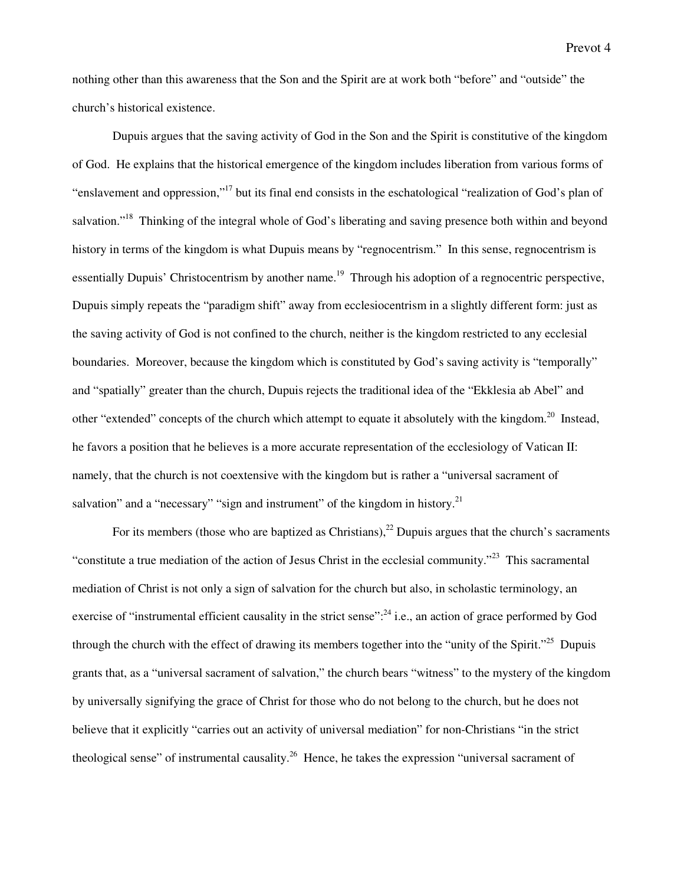nothing other than this awareness that the Son and the Spirit are at work both "before" and "outside" the church's historical existence.

Dupuis argues that the saving activity of God in the Son and the Spirit is constitutive of the kingdom of God. He explains that the historical emergence of the kingdom includes liberation from various forms of "enslavement and oppression,"[17] but its final end consists in the eschatological "realization of God's plan of salvation."[18] Thinking of the integral whole of God's liberating and saving presence both within and beyond history in terms of the kingdom is what Dupuis means by "regnocentrism." In this sense, regnocentrism is essentially Dupuis' Christocentrism by another name.[19] Through his adoption of a regnocentric perspective, Dupuis simply repeats the "paradigm shift" away from ecclesiocentrism in a slightly different form: just as the saving activity of God is not confined to the church, neither is the kingdom restricted to any ecclesial boundaries. Moreover, because the kingdom which is constituted by God's saving activity is "temporally" and "spatially" greater than the church, Dupuis rejects the traditional idea of the "Ekklesia ab Abel" and other "extended" concepts of the church which attempt to equate it absolutely with the kingdom.[20] Instead, he favors a position that he believes is a more accurate representation of the ecclesiology of Vatican II: namely, that the church is not coextensive with the kingdom but is rather a "universal sacrament of salvation" and a "necessary" "sign and instrument" of the kingdom in history.[21]

For its members (those who are baptized as Christians),[22] Dupuis argues that the church's sacraments "constitute a true mediation of the action of Jesus Christ in the ecclesial community."[23] This sacramental mediation of Christ is not only a sign of salvation for the church but also, in scholastic terminology, an exercise of "instrumental efficient causality in the strict sense":[24] i.e., an action of grace performed by God through the church with the effect of drawing its members together into the "unity of the Spirit."[25] Dupuis grants that, as a "universal sacrament of salvation," the church bears "witness" to the mystery of the kingdom by universally signifying the grace of Christ for those who do not belong to the church, but he does not believe that it explicitly "carries out an activity of universal mediation" for non-Christians "in the strict theological sense" of instrumental causality.[26] Hence, he takes the expression "universal sacrament of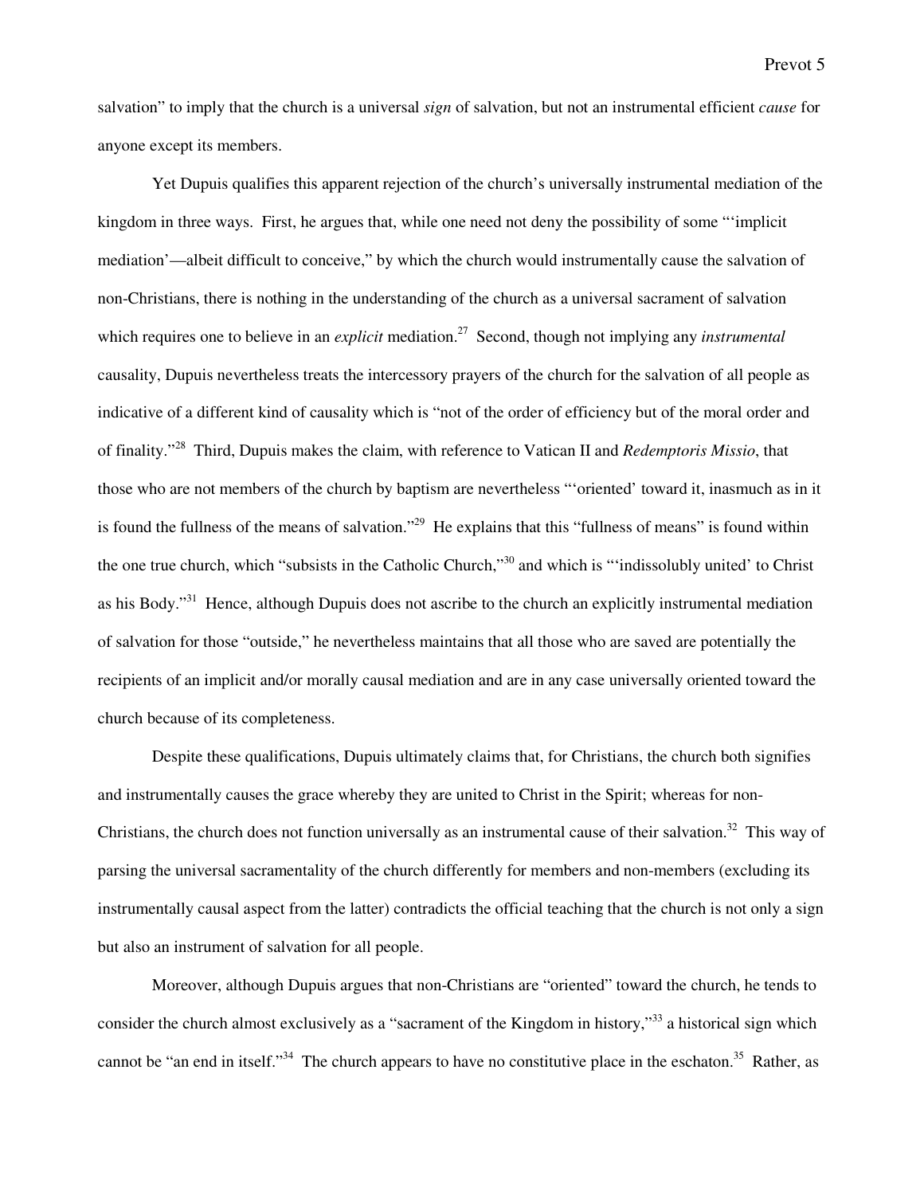salvation" to imply that the church is a universal *sign* of salvation, but not an instrumental efficient *cause* for anyone except its members.

Yet Dupuis qualifies this apparent rejection of the church's universally instrumental mediation of the kingdom in three ways. First, he argues that, while one need not deny the possibility of some "'implicit mediation'—albeit difficult to conceive," by which the church would instrumentally cause the salvation of non-Christians, there is nothing in the understanding of the church as a universal sacrament of salvation which requires one to believe in an *explicit* mediation.[27] Second, though not implying any *instrumental* causality, Dupuis nevertheless treats the intercessory prayers of the church for the salvation of all people as indicative of a different kind of causality which is "not of the order of efficiency but of the moral order and of finality."[28] Third, Dupuis makes the claim, with reference to Vatican II and *Redemptoris Missio*, that those who are not members of the church by baptism are nevertheless "'oriented' toward it, inasmuch as in it is found the fullness of the means of salvation."[29] He explains that this "fullness of means" is found within the one true church, which "subsists in the Catholic Church,"[30] and which is "'indissolubly united' to Christ as his Body."[31] Hence, although Dupuis does not ascribe to the church an explicitly instrumental mediation of salvation for those "outside," he nevertheless maintains that all those who are saved are potentially the recipients of an implicit and/or morally causal mediation and are in any case universally oriented toward the church because of its completeness.

Despite these qualifications, Dupuis ultimately claims that, for Christians, the church both signifies and instrumentally causes the grace whereby they are united to Christ in the Spirit; whereas for non-Christians, the church does not function universally as an instrumental cause of their salvation.[32] This way of parsing the universal sacramentality of the church differently for members and non-members (excluding its instrumentally causal aspect from the latter) contradicts the official teaching that the church is not only a sign but also an instrument of salvation for all people.

Moreover, although Dupuis argues that non-Christians are "oriented" toward the church, he tends to consider the church almost exclusively as a "sacrament of the Kingdom in history,"[33] a historical sign which cannot be "an end in itself."[34] The church appears to have no constitutive place in the eschaton.[35] Rather, as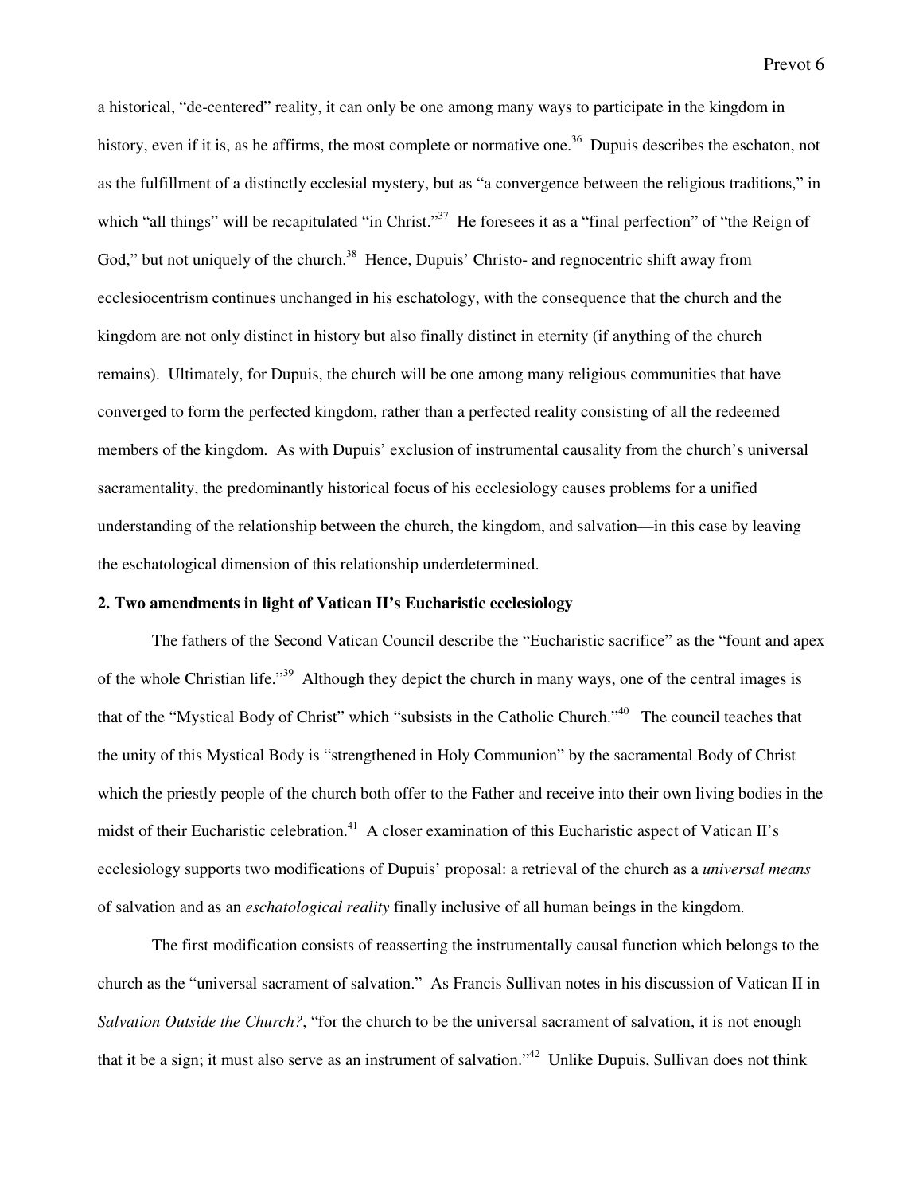a historical, "de-centered" reality, it can only be one among many ways to participate in the kingdom in history, even if it is, as he affirms, the most complete or normative one.[36] Dupuis describes the eschaton, not as the fulfillment of a distinctly ecclesial mystery, but as "a convergence between the religious traditions," in which "all things" will be recapitulated "in Christ."[37] He foresees it as a "final perfection" of "the Reign of God," but not uniquely of the church.[38] Hence, Dupuis' Christo- and regnocentric shift away from ecclesiocentrism continues unchanged in his eschatology, with the consequence that the church and the kingdom are not only distinct in history but also finally distinct in eternity (if anything of the church remains). Ultimately, for Dupuis, the church will be one among many religious communities that have converged to form the perfected kingdom, rather than a perfected reality consisting of all the redeemed members of the kingdom. As with Dupuis' exclusion of instrumental causality from the church's universal sacramentality, the predominantly historical focus of his ecclesiology causes problems for a unified understanding of the relationship between the church, the kingdom, and salvation—in this case by leaving the eschatological dimension of this relationship underdetermined.

**2. Two amendments in light of Vatican II's Eucharistic ecclesiology**

The fathers of the Second Vatican Council describe the "Eucharistic sacrifice" as the "fount and apex of the whole Christian life."[39] Although they depict the church in many ways, one of the central images is that of the "Mystical Body of Christ" which "subsists in the Catholic Church."[40] The council teaches that the unity of this Mystical Body is "strengthened in Holy Communion" by the sacramental Body of Christ which the priestly people of the church both offer to the Father and receive into their own living bodies in the midst of their Eucharistic celebration.[41] A closer examination of this Eucharistic aspect of Vatican II's ecclesiology supports two modifications of Dupuis' proposal: a retrieval of the church as a *universal means* of salvation and as an *eschatological reality* finally inclusive of all human beings in the kingdom.

The first modification consists of reasserting the instrumentally causal function which belongs to the church as the "universal sacrament of salvation." As Francis Sullivan notes in his discussion of Vatican II in *Salvation Outside the Church?*, "for the church to be the universal sacrament of salvation, it is not enough that it be a sign; it must also serve as an instrument of salvation."[42] Unlike Dupuis, Sullivan does not think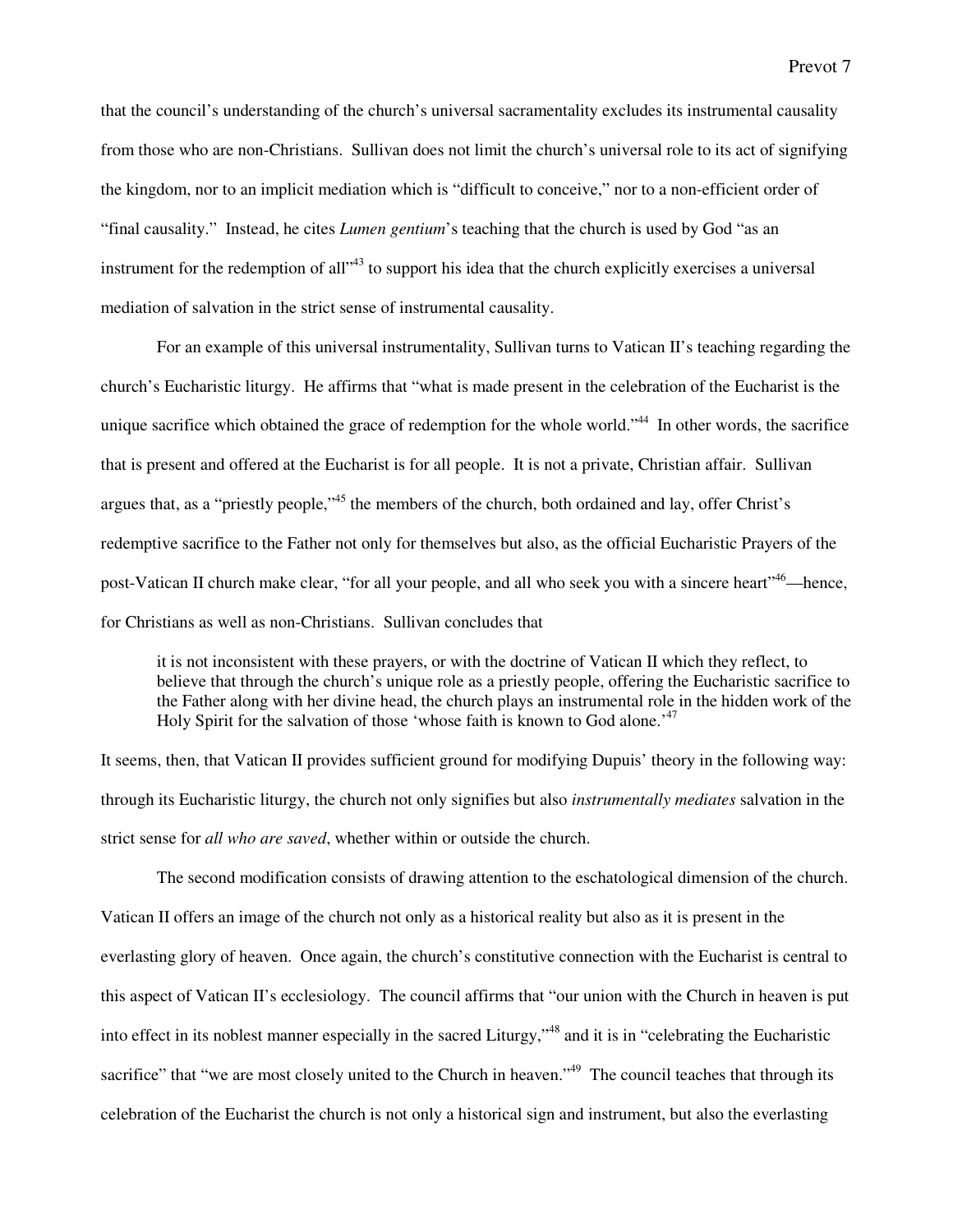that the council's understanding of the church's universal sacramentality excludes its instrumental causality from those who are non-Christians. Sullivan does not limit the church's universal role to its act of signifying the kingdom, nor to an implicit mediation which is "difficult to conceive," nor to a non-efficient order of "final causality." Instead, he cites *Lumen gentium*'s teaching that the church is used by God "as an instrument for the redemption of all"[43] to support his idea that the church explicitly exercises a universal mediation of salvation in the strict sense of instrumental causality.

For an example of this universal instrumentality, Sullivan turns to Vatican II's teaching regarding the church's Eucharistic liturgy. He affirms that "what is made present in the celebration of the Eucharist is the unique sacrifice which obtained the grace of redemption for the whole world."[44] In other words, the sacrifice that is present and offered at the Eucharist is for all people. It is not a private, Christian affair. Sullivan argues that, as a "priestly people,"[45] the members of the church, both ordained and lay, offer Christ's redemptive sacrifice to the Father not only for themselves but also, as the official Eucharistic Prayers of the post-Vatican II church make clear, "for all your people, and all who seek you with a sincere heart"[46]—hence, for Christians as well as non-Christians. Sullivan concludes that

> it is not inconsistent with these prayers, or with the doctrine of Vatican II which they reflect, to believe that through the church's unique role as a priestly people, offering the Eucharistic sacrifice to the Father along with her divine head, the church plays an instrumental role in the hidden work of the Holy Spirit for the salvation of those 'whose faith is known to God alone.'[47]

It seems, then, that Vatican II provides sufficient ground for modifying Dupuis' theory in the following way: through its Eucharistic liturgy, the church not only signifies but also *instrumentally mediates* salvation in the strict sense for *all who are saved*, whether within or outside the church.

The second modification consists of drawing attention to the eschatological dimension of the church. Vatican II offers an image of the church not only as a historical reality but also as it is present in the everlasting glory of heaven. Once again, the church's constitutive connection with the Eucharist is central to this aspect of Vatican II's ecclesiology. The council affirms that "our union with the Church in heaven is put into effect in its noblest manner especially in the sacred Liturgy,"[48] and it is in "celebrating the Eucharistic sacrifice" that "we are most closely united to the Church in heaven."[49] The council teaches that through its celebration of the Eucharist the church is not only a historical sign and instrument, but also the everlasting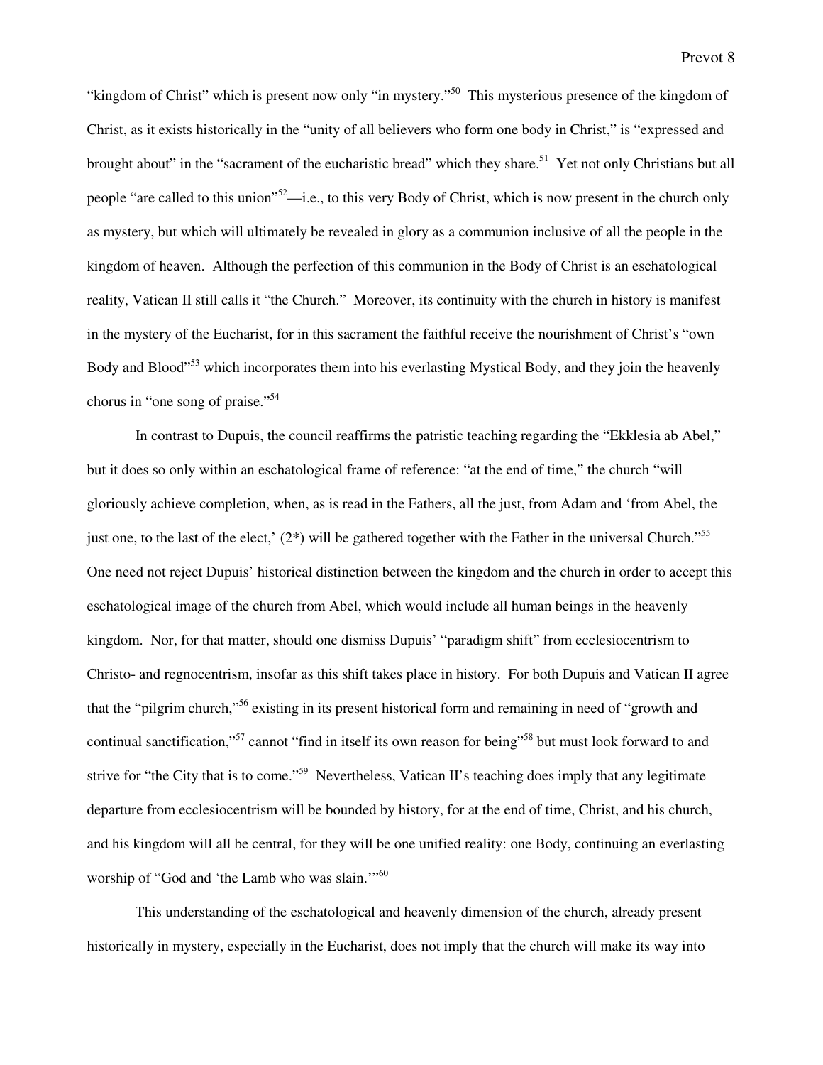"kingdom of Christ" which is present now only "in mystery."[50] This mysterious presence of the kingdom of Christ, as it exists historically in the "unity of all believers who form one body in Christ," is "expressed and brought about" in the "sacrament of the eucharistic bread" which they share.[51] Yet not only Christians but all people "are called to this union"[52]—i.e., to this very Body of Christ, which is now present in the church only as mystery, but which will ultimately be revealed in glory as a communion inclusive of all the people in the kingdom of heaven. Although the perfection of this communion in the Body of Christ is an eschatological reality, Vatican II still calls it "the Church." Moreover, its continuity with the church in history is manifest in the mystery of the Eucharist, for in this sacrament the faithful receive the nourishment of Christ's "own Body and Blood"[53] which incorporates them into his everlasting Mystical Body, and they join the heavenly chorus in "one song of praise."[54]

In contrast to Dupuis, the council reaffirms the patristic teaching regarding the "Ekklesia ab Abel," but it does so only within an eschatological frame of reference: "at the end of time," the church "will gloriously achieve completion, when, as is read in the Fathers, all the just, from Adam and 'from Abel, the just one, to the last of the elect,' (2*) will be gathered together with the Father in the universal Church."[55] One need not reject Dupuis' historical distinction between the kingdom and the church in order to accept this eschatological image of the church from Abel, which would include all human beings in the heavenly kingdom. Nor, for that matter, should one dismiss Dupuis' "paradigm shift" from ecclesiocentrism to Christo- and regnocentrism, insofar as this shift takes place in history. For both Dupuis and Vatican II agree that the "pilgrim church,"[56] existing in its present historical form and remaining in need of "growth and continual sanctification,"[57] cannot "find in itself its own reason for being"[58] but must look forward to and strive for "the City that is to come."[59] Nevertheless, Vatican II's teaching does imply that any legitimate departure from ecclesiocentrism will be bounded by history, for at the end of time, Christ, and his church, and his kingdom will all be central, for they will be one unified reality: one Body, continuing an everlasting worship of "God and 'the Lamb who was slain.'"[60]

This understanding of the eschatological and heavenly dimension of the church, already present historically in mystery, especially in the Eucharist, does not imply that the church will make its way into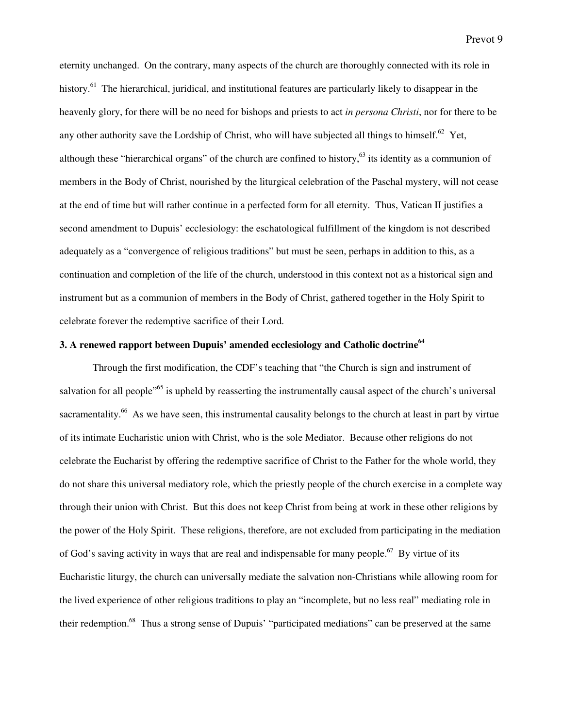eternity unchanged. On the contrary, many aspects of the church are thoroughly connected with its role in history.[61] The hierarchical, juridical, and institutional features are particularly likely to disappear in the heavenly glory, for there will be no need for bishops and priests to act *in persona Christi*, nor for there to be any other authority save the Lordship of Christ, who will have subjected all things to himself.[62] Yet, although these "hierarchical organs" of the church are confined to history,[63] its identity as a communion of members in the Body of Christ, nourished by the liturgical celebration of the Paschal mystery, will not cease at the end of time but will rather continue in a perfected form for all eternity. Thus, Vatican II justifies a second amendment to Dupuis' ecclesiology: the eschatological fulfillment of the kingdom is not described adequately as a "convergence of religious traditions" but must be seen, perhaps in addition to this, as a continuation and completion of the life of the church, understood in this context not as a historical sign and instrument but as a communion of members in the Body of Christ, gathered together in the Holy Spirit to celebrate forever the redemptive sacrifice of their Lord.

### 3. A renewed rapport between Dupuis' amended ecclesiology and Catholic doctrine[64]

Through the first modification, the CDF's teaching that "the Church is sign and instrument of salvation for all people"[65] is upheld by reasserting the instrumentally causal aspect of the church's universal sacramentality.[66] As we have seen, this instrumental causality belongs to the church at least in part by virtue of its intimate Eucharistic union with Christ, who is the sole Mediator. Because other religions do not celebrate the Eucharist by offering the redemptive sacrifice of Christ to the Father for the whole world, they do not share this universal mediatory role, which the priestly people of the church exercise in a complete way through their union with Christ. But this does not keep Christ from being at work in these other religions by the power of the Holy Spirit. These religions, therefore, are not excluded from participating in the mediation of God's saving activity in ways that are real and indispensable for many people.[67] By virtue of its Eucharistic liturgy, the church can universally mediate the salvation non-Christians while allowing room for the lived experience of other religious traditions to play an "incomplete, but no less real" mediating role in their redemption.[68] Thus a strong sense of Dupuis' "participated mediations" can be preserved at the same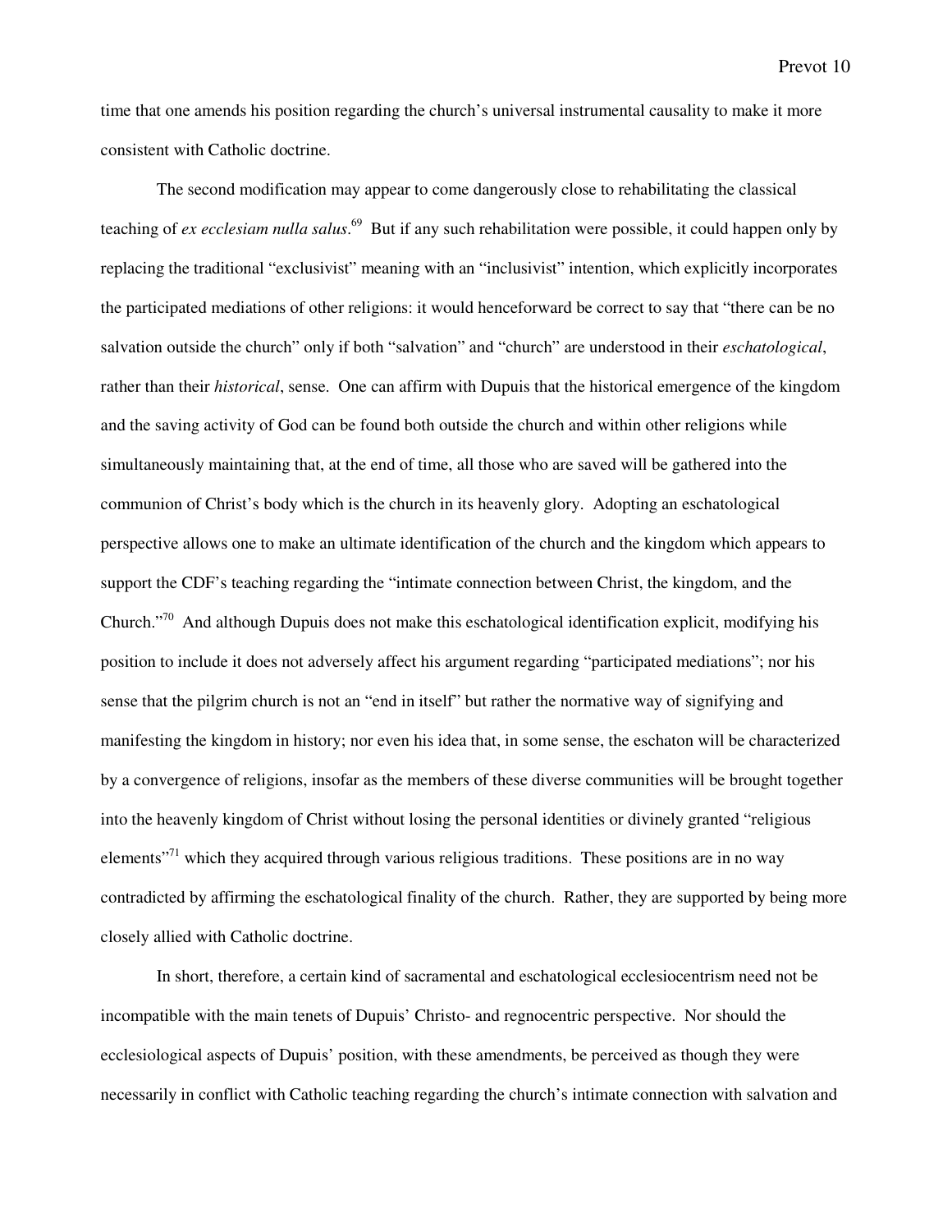time that one amends his position regarding the church's universal instrumental causality to make it more consistent with Catholic doctrine.

The second modification may appear to come dangerously close to rehabilitating the classical teaching of *ex ecclesiam nulla salus*.[69] But if any such rehabilitation were possible, it could happen only by replacing the traditional "exclusivist" meaning with an "inclusivist" intention, which explicitly incorporates the participated mediations of other religions: it would henceforward be correct to say that "there can be no salvation outside the church" only if both "salvation" and "church" are understood in their *eschatological*, rather than their *historical*, sense. One can affirm with Dupuis that the historical emergence of the kingdom and the saving activity of God can be found both outside the church and within other religions while simultaneously maintaining that, at the end of time, all those who are saved will be gathered into the communion of Christ's body which is the church in its heavenly glory. Adopting an eschatological perspective allows one to make an ultimate identification of the church and the kingdom which appears to support the CDF's teaching regarding the "intimate connection between Christ, the kingdom, and the Church."[70] And although Dupuis does not make this eschatological identification explicit, modifying his position to include it does not adversely affect his argument regarding "participated mediations"; nor his sense that the pilgrim church is not an "end in itself" but rather the normative way of signifying and manifesting the kingdom in history; nor even his idea that, in some sense, the eschaton will be characterized by a convergence of religions, insofar as the members of these diverse communities will be brought together into the heavenly kingdom of Christ without losing the personal identities or divinely granted "religious elements"[71] which they acquired through various religious traditions. These positions are in no way contradicted by affirming the eschatological finality of the church. Rather, they are supported by being more closely allied with Catholic doctrine.

In short, therefore, a certain kind of sacramental and eschatological ecclesiocentrism need not be incompatible with the main tenets of Dupuis' Christo- and regnocentric perspective. Nor should the ecclesiological aspects of Dupuis' position, with these amendments, be perceived as though they were necessarily in conflict with Catholic teaching regarding the church's intimate connection with salvation and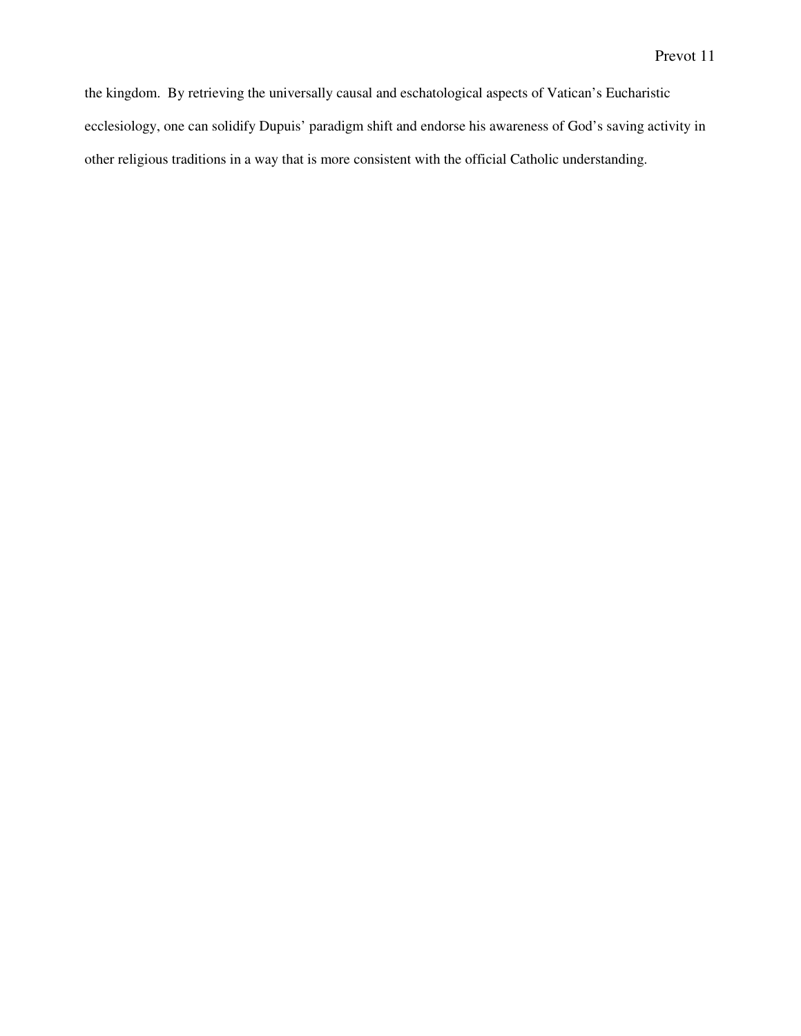the kingdom. By retrieving the universally causal and eschatological aspects of Vatican's Eucharistic ecclesiology, one can solidify Dupuis' paradigm shift and endorse his awareness of God's saving activity in other religious traditions in a way that is more consistent with the official Catholic understanding.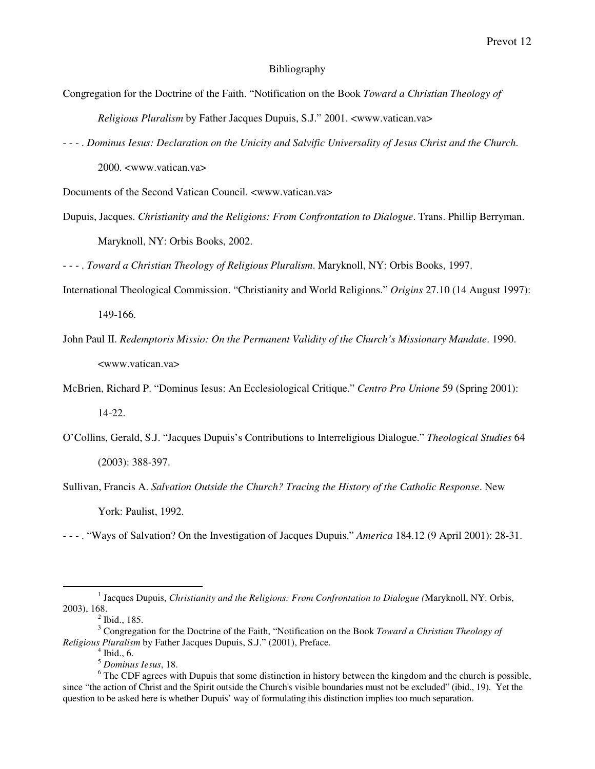## Bibliography

Congregation for the Doctrine of the Faith. "Notification on the Book *Toward a Christian Theology of Religious Pluralism* by Father Jacques Dupuis, S.J." 2001. <www.vatican.va>

- - - . *Dominus Iesus: Declaration on the Unicity and Salvific Universality of Jesus Christ and the Church*. 2000. <www.vatican.va>

Documents of the Second Vatican Council. <www.vatican.va>

Dupuis, Jacques. *Christianity and the Religions: From Confrontation to Dialogue*. Trans. Phillip Berryman. Maryknoll, NY: Orbis Books, 2002.

- - - . *Toward a Christian Theology of Religious Pluralism*. Maryknoll, NY: Orbis Books, 1997.

International Theological Commission. "Christianity and World Religions." *Origins* 27.10 (14 August 1997): 149-166.

John Paul II. *Redemptoris Missio: On the Permanent Validity of the Church's Missionary Mandate*. 1990. <www.vatican.va>

McBrien, Richard P. "Dominus Iesus: An Ecclesiological Critique." *Centro Pro Unione* 59 (Spring 2001): 14-22.

O'Collins, Gerald, S.J. "Jacques Dupuis's Contributions to Interreligious Dialogue." *Theological Studies* 64 (2003): 388-397.

Sullivan, Francis A. *Salvation Outside the Church? Tracing the History of the Catholic Response*. New York: Paulist, 1992.

- - - . "Ways of Salvation? On the Investigation of Jacques Dupuis." *America* 184.12 (9 April 2001): 28-31.

---

[1] Jacques Dupuis, *Christianity and the Religions: From Confrontation to Dialogue (*Maryknoll, NY: Orbis, 2003), 168.

[2] Ibid., 185.

[3] Congregation for the Doctrine of the Faith, "Notification on the Book *Toward a Christian Theology of Religious Pluralism* by Father Jacques Dupuis, S.J." (2001), Preface.

[4] Ibid., 6.

[5] *Dominus Iesus*, 18.

[6] The CDF agrees with Dupuis that some distinction in history between the kingdom and the church is possible, since "the action of Christ and the Spirit outside the Church's visible boundaries must not be excluded" (ibid., 19). Yet the question to be asked here is whether Dupuis' way of formulating this distinction implies too much separation.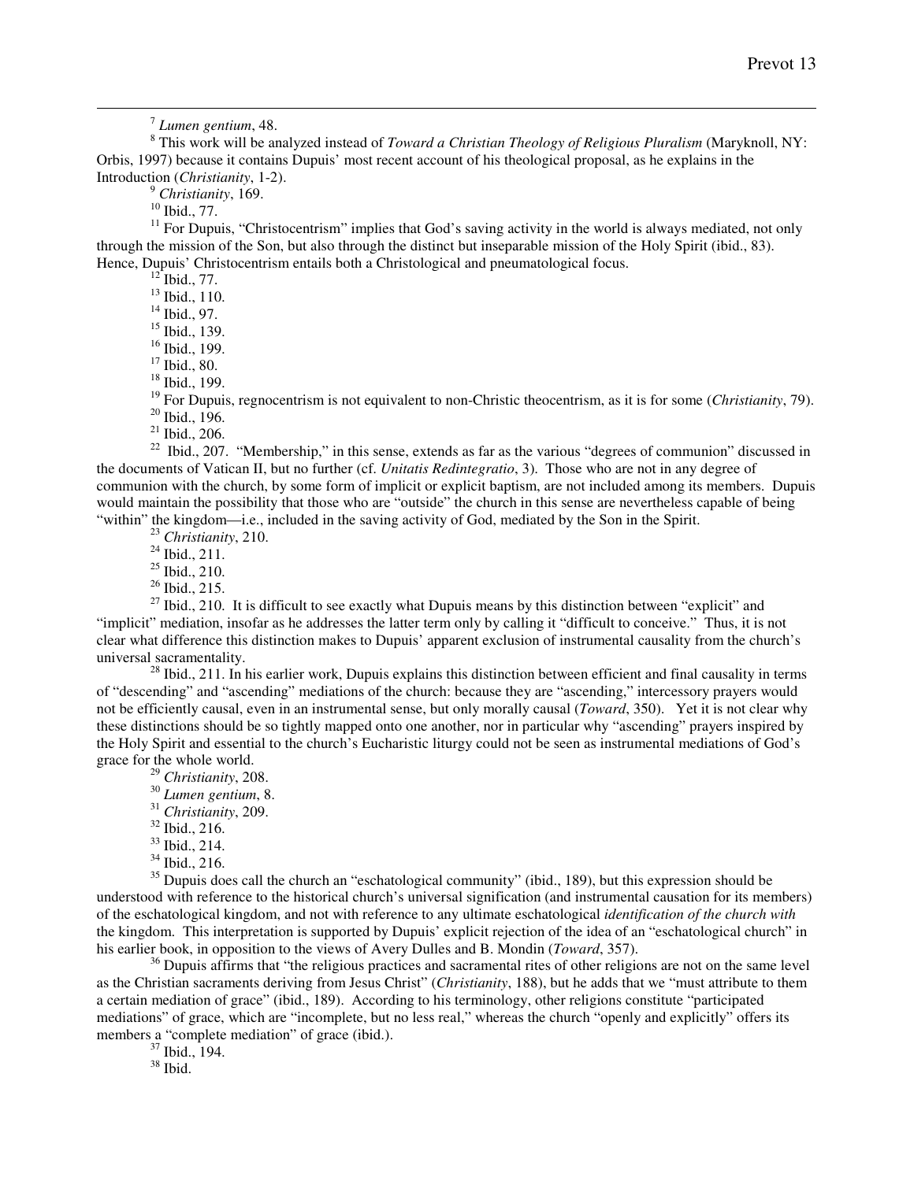[7] *Lumen gentium*, 48.

[8] This work will be analyzed instead of *Toward a Christian Theology of Religious Pluralism* (Maryknoll, NY: Orbis, 1997) because it contains Dupuis' most recent account of his theological proposal, as he explains in the Introduction (*Christianity*, 1-2).

[9] *Christianity*, 169.

[10] Ibid., 77.

[11] For Dupuis, "Christocentrism" implies that God's saving activity in the world is always mediated, not only through the mission of the Son, but also through the distinct but inseparable mission of the Holy Spirit (ibid., 83). Hence, Dupuis' Christocentrism entails both a Christological and pneumatological focus.

[12] Ibid., 77.

[13] Ibid., 110.

[14] Ibid., 97.

[15] Ibid., 139.

[16] Ibid., 199.

[17] Ibid., 80.

[18] Ibid., 199.

[19] For Dupuis, regnocentrism is not equivalent to non-Christic theocentrism, as it is for some (*Christianity*, 79).

[20] Ibid., 196.

[21] Ibid., 206.

[22] Ibid., 207. "Membership," in this sense, extends as far as the various "degrees of communion" discussed in the documents of Vatican II, but no further (cf. *Unitatis Redintegratio*, 3). Those who are not in any degree of communion with the church, by some form of implicit or explicit baptism, are not included among its members. Dupuis would maintain the possibility that those who are "outside" the church in this sense are nevertheless capable of being "within" the kingdom—i.e., included in the saving activity of God, mediated by the Son in the Spirit.

[23] *Christianity*, 210.

[24] Ibid., 211.

[25] Ibid., 210.

[26] Ibid., 215.

[27] Ibid., 210. It is difficult to see exactly what Dupuis means by this distinction between "explicit" and "implicit" mediation, insofar as he addresses the latter term only by calling it "difficult to conceive." Thus, it is not clear what difference this distinction makes to Dupuis' apparent exclusion of instrumental causality from the church's universal sacramentality.

[28] Ibid., 211. In his earlier work, Dupuis explains this distinction between efficient and final causality in terms of "descending" and "ascending" mediations of the church: because they are "ascending," intercessory prayers would not be efficiently causal, even in an instrumental sense, but only morally causal (*Toward*, 350). Yet it is not clear why these distinctions should be so tightly mapped onto one another, nor in particular why "ascending" prayers inspired by the Holy Spirit and essential to the church's Eucharistic liturgy could not be seen as instrumental mediations of God's grace for the whole world.

[29] *Christianity*, 208.

[30] *Lumen gentium*, 8.

[31] *Christianity*, 209.

[32] Ibid., 216.

[33] Ibid., 214.

[34] Ibid., 216.

[35] Dupuis does call the church an "eschatological community" (ibid., 189), but this expression should be understood with reference to the historical church's universal signification (and instrumental causation for its members) of the eschatological kingdom, and not with reference to any ultimate eschatological *identification of the church with* the kingdom. This interpretation is supported by Dupuis' explicit rejection of the idea of an "eschatological church" in his earlier book, in opposition to the views of Avery Dulles and B. Mondin (*Toward*, 357).

[36] Dupuis affirms that "the religious practices and sacramental rites of other religions are not on the same level as the Christian sacraments deriving from Jesus Christ" (*Christianity*, 188), but he adds that we "must attribute to them a certain mediation of grace" (ibid., 189). According to his terminology, other religions constitute "participated mediations" of grace, which are "incomplete, but no less real," whereas the church "openly and explicitly" offers its members a "complete mediation" of grace (ibid.).

[37] Ibid., 194.

[38] Ibid.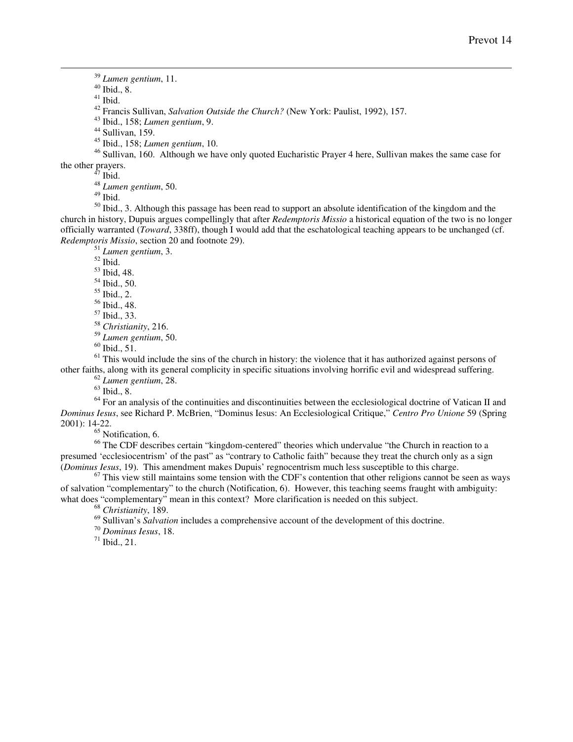[39] *Lumen gentium*, 11.

[40] Ibid., 8.

[41] Ibid.

[42] Francis Sullivan, *Salvation Outside the Church?* (New York: Paulist, 1992), 157.

[43] Ibid., 158; *Lumen gentium*, 9.

[44] Sullivan, 159.

[45] Ibid., 158; *Lumen gentium*, 10.

[46] Sullivan, 160. Although we have only quoted Eucharistic Prayer 4 here, Sullivan makes the same case for the other prayers.

[47] Ibid.

[48] *Lumen gentium*, 50.

[49] Ibid.

[50] Ibid., 3. Although this passage has been read to support an absolute identification of the kingdom and the church in history, Dupuis argues compellingly that after *Redemptoris Missio* a historical equation of the two is no longer officially warranted (*Toward*, 338ff), though I would add that the eschatological teaching appears to be unchanged (cf. *Redemptoris Missio*, section 20 and footnote 29).

[51] *Lumen gentium*, 3.

[52] Ibid.

[53] Ibid, 48.

[54] Ibid., 50.

[55] Ibid., 2.

[56] Ibid., 48.

[57] Ibid., 33.

[58] *Christianity*, 216.

[59] *Lumen gentium*, 50.

[60] Ibid., 51.

[61] This would include the sins of the church in history: the violence that it has authorized against persons of other faiths, along with its general complicity in specific situations involving horrific evil and widespread suffering.

[62] *Lumen gentium*, 28.

[63] Ibid., 8.

[64] For an analysis of the continuities and discontinuities between the ecclesiological doctrine of Vatican II and *Dominus Iesus*, see Richard P. McBrien, "Dominus Iesus: An Ecclesiological Critique," *Centro Pro Unione* 59 (Spring 2001): 14-22.

[65] Notification, 6.

[66] The CDF describes certain "kingdom-centered" theories which undervalue "the Church in reaction to a presumed 'ecclesiocentrism' of the past" as "contrary to Catholic faith" because they treat the church only as a sign (*Dominus Iesus*, 19). This amendment makes Dupuis' regnocentrism much less susceptible to this charge.

[67] This view still maintains some tension with the CDF's contention that other religions cannot be seen as ways of salvation "complementary" to the church (Notification, 6). However, this teaching seems fraught with ambiguity: what does "complementary" mean in this context? More clarification is needed on this subject.

[68] *Christianity*, 189.

[69] Sullivan's *Salvation* includes a comprehensive account of the development of this doctrine.

[70] *Dominus Iesus*, 18.

[71] Ibid., 21.